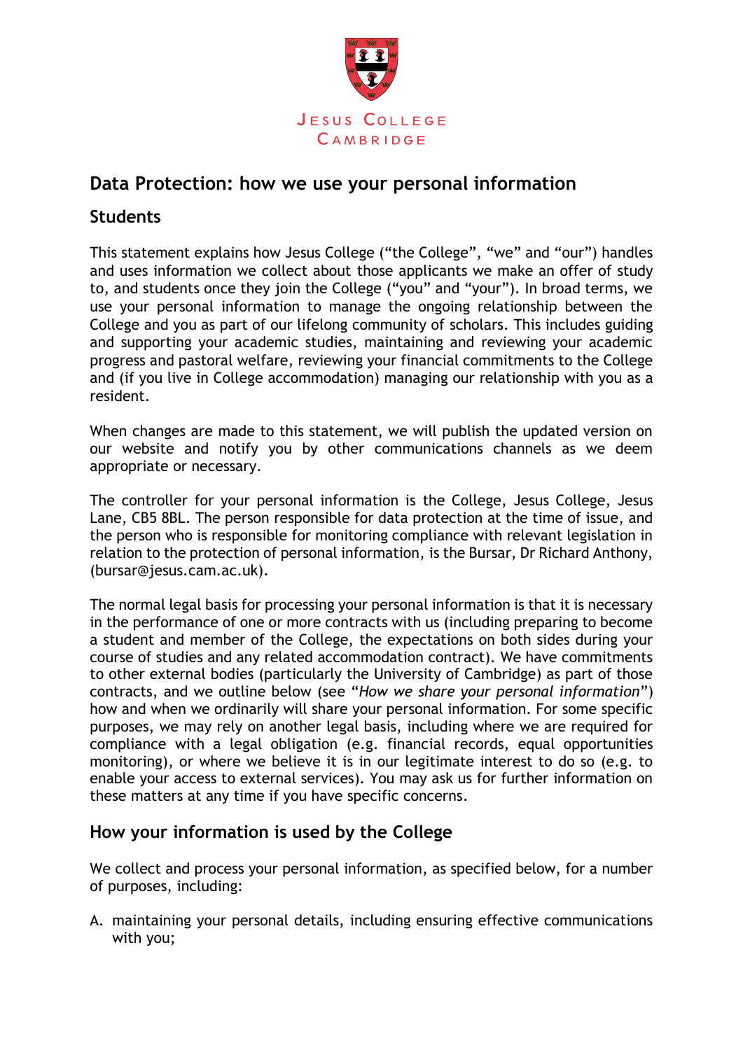JESUS COLLEGE
CAMBRIDGE

# Data Protection: how we use your personal information

## Students

This statement explains how Jesus College ("the College", "we" and "our") handles and uses information we collect about those applicants we make an offer of study to, and students once they join the College ("you" and "your"). In broad terms, we use your personal information to manage the ongoing relationship between the College and you as part of our lifelong community of scholars. This includes guiding and supporting your academic studies, maintaining and reviewing your academic progress and pastoral welfare, reviewing your financial commitments to the College and (if you live in College accommodation) managing our relationship with you as a resident.

When changes are made to this statement, we will publish the updated version on our website and notify you by other communications channels as we deem appropriate or necessary.

The controller for your personal information is the College, Jesus College, Jesus Lane, CB5 8BL. The person responsible for data protection at the time of issue, and the person who is responsible for monitoring compliance with relevant legislation in relation to the protection of personal information, is the Bursar, Dr Richard Anthony, (bursar@jesus.cam.ac.uk).

The normal legal basis for processing your personal information is that it is necessary in the performance of one or more contracts with us (including preparing to become a student and member of the College, the expectations on both sides during your course of studies and any related accommodation contract). We have commitments to other external bodies (particularly the University of Cambridge) as part of those contracts, and we outline below (see "*How we share your personal information*") how and when we ordinarily will share your personal information. For some specific purposes, we may rely on another legal basis, including where we are required for compliance with a legal obligation (e.g. financial records, equal opportunities monitoring), or where we believe it is in our legitimate interest to do so (e.g. to enable your access to external services). You may ask us for further information on these matters at any time if you have specific concerns.

## How your information is used by the College

We collect and process your personal information, as specified below, for a number of purposes, including:

A. maintaining your personal details, including ensuring effective communications with you;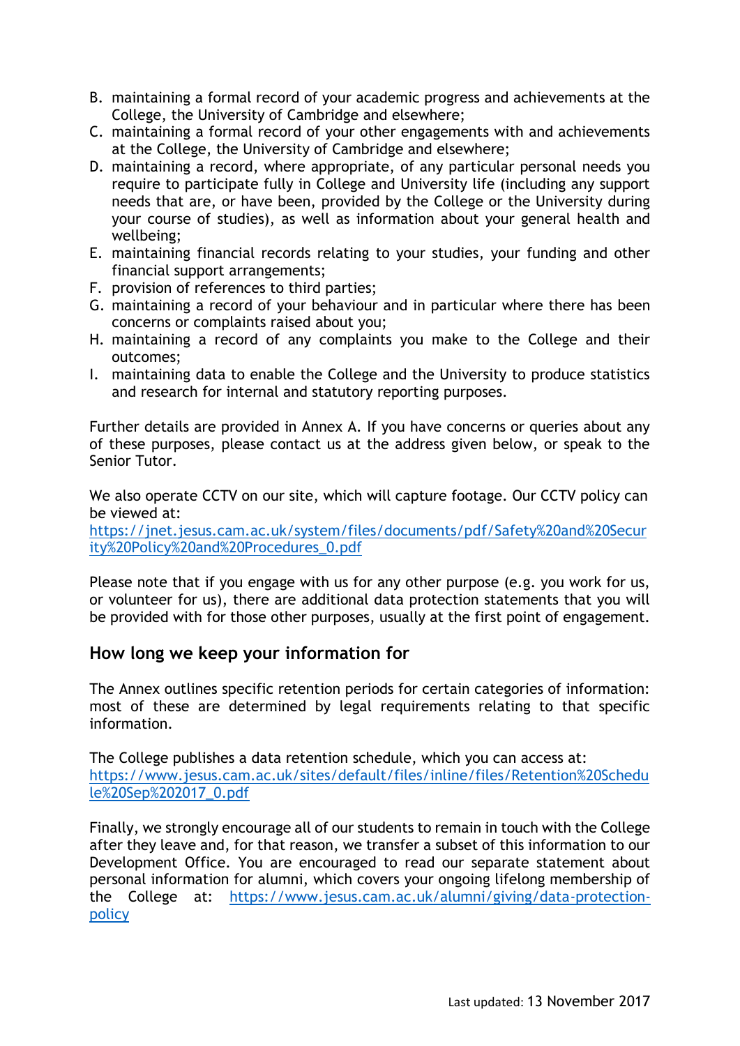B. maintaining a formal record of your academic progress and achievements at the College, the University of Cambridge and elsewhere;
C. maintaining a formal record of your other engagements with and achievements at the College, the University of Cambridge and elsewhere;
D. maintaining a record, where appropriate, of any particular personal needs you require to participate fully in College and University life (including any support needs that are, or have been, provided by the College or the University during your course of studies), as well as information about your general health and wellbeing;
E. maintaining financial records relating to your studies, your funding and other financial support arrangements;
F. provision of references to third parties;
G. maintaining a record of your behaviour and in particular where there has been concerns or complaints raised about you;
H. maintaining a record of any complaints you make to the College and their outcomes;
I. maintaining data to enable the College and the University to produce statistics and research for internal and statutory reporting purposes.

Further details are provided in Annex A. If you have concerns or queries about any of these purposes, please contact us at the address given below, or speak to the Senior Tutor.

We also operate CCTV on our site, which will capture footage. Our CCTV policy can be viewed at: [https://jnet.jesus.cam.ac.uk/system/files/documents/pdf/Safety%20and%20Security%20Policy%20and%20Procedures_0.pdf](https://jnet.jesus.cam.ac.uk/system/files/documents/pdf/Safety%20and%20Security%20Policy%20and%20Procedures_0.pdf)

Please note that if you engage with us for any other purpose (e.g. you work for us, or volunteer for us), there are additional data protection statements that you will be provided with for those other purposes, usually at the first point of engagement.

## How long we keep your information for

The Annex outlines specific retention periods for certain categories of information: most of these are determined by legal requirements relating to that specific information.

The College publishes a data retention schedule, which you can access at: [https://www.jesus.cam.ac.uk/sites/default/files/inline/files/Retention%20Schedule%20Sep%202017_0.pdf](https://www.jesus.cam.ac.uk/sites/default/files/inline/files/Retention%20Schedule%20Sep%202017_0.pdf)

Finally, we strongly encourage all of our students to remain in touch with the College after they leave and, for that reason, we transfer a subset of this information to our Development Office. You are encouraged to read our separate statement about personal information for alumni, which covers your ongoing lifelong membership of the College at: [https://www.jesus.cam.ac.uk/alumni/giving/data-protection-policy](https://www.jesus.cam.ac.uk/alumni/giving/data-protection-policy)

Last updated: 13 November 2017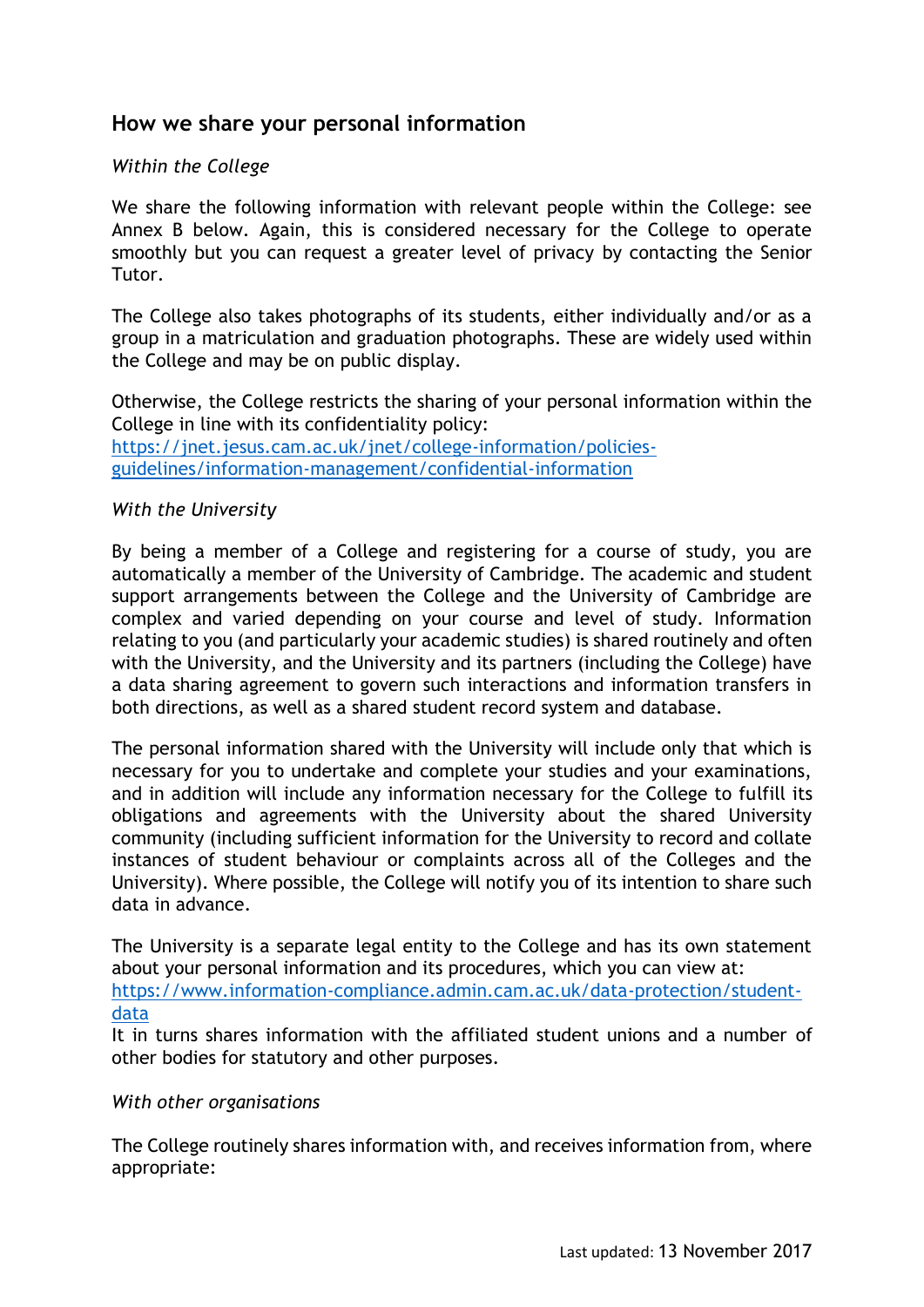## How we share your personal information

*Within the College*

We share the following information with relevant people within the College: see Annex B below. Again, this is considered necessary for the College to operate smoothly but you can request a greater level of privacy by contacting the Senior Tutor.

The College also takes photographs of its students, either individually and/or as a group in a matriculation and graduation photographs. These are widely used within the College and may be on public display.

Otherwise, the College restricts the sharing of your personal information within the College in line with its confidentiality policy:
[https://jnet.jesus.cam.ac.uk/jnet/college-information/policies-guidelines/information-management/confidential-information](https://jnet.jesus.cam.ac.uk/jnet/college-information/policies-guidelines/information-management/confidential-information)

*With the University*

By being a member of a College and registering for a course of study, you are automatically a member of the University of Cambridge. The academic and student support arrangements between the College and the University of Cambridge are complex and varied depending on your course and level of study. Information relating to you (and particularly your academic studies) is shared routinely and often with the University, and the University and its partners (including the College) have a data sharing agreement to govern such interactions and information transfers in both directions, as well as a shared student record system and database.

The personal information shared with the University will include only that which is necessary for you to undertake and complete your studies and your examinations, and in addition will include any information necessary for the College to fulfill its obligations and agreements with the University about the shared University community (including sufficient information for the University to record and collate instances of student behaviour or complaints across all of the Colleges and the University). Where possible, the College will notify you of its intention to share such data in advance.

The University is a separate legal entity to the College and has its own statement about your personal information and its procedures, which you can view at:
[https://www.information-compliance.admin.cam.ac.uk/data-protection/student-data](https://www.information-compliance.admin.cam.ac.uk/data-protection/student-data)
It in turns shares information with the affiliated student unions and a number of other bodies for statutory and other purposes.

*With other organisations*

The College routinely shares information with, and receives information from, where appropriate: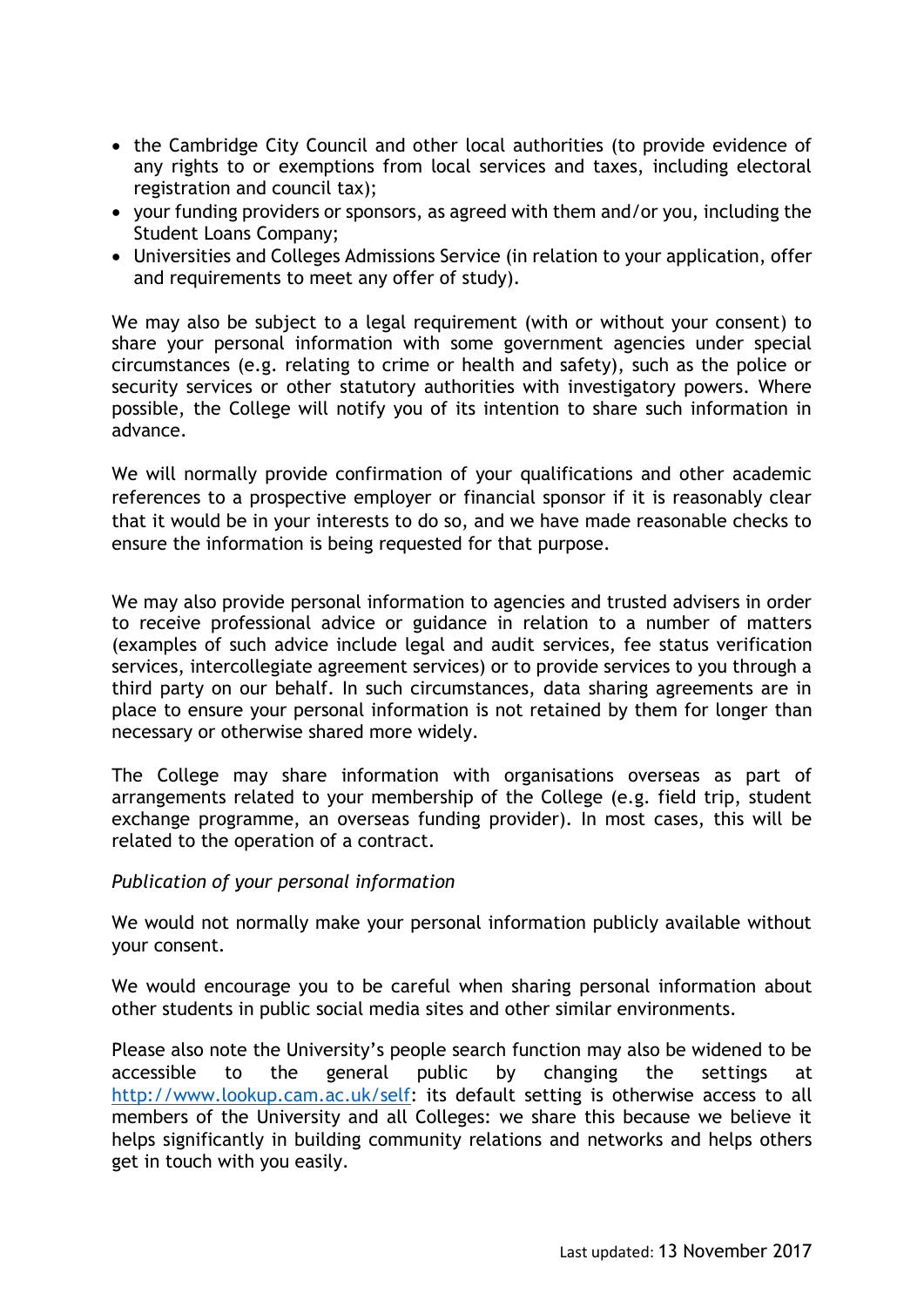- the Cambridge City Council and other local authorities (to provide evidence of any rights to or exemptions from local services and taxes, including electoral registration and council tax);
- your funding providers or sponsors, as agreed with them and/or you, including the Student Loans Company;
- Universities and Colleges Admissions Service (in relation to your application, offer and requirements to meet any offer of study).

We may also be subject to a legal requirement (with or without your consent) to share your personal information with some government agencies under special circumstances (e.g. relating to crime or health and safety), such as the police or security services or other statutory authorities with investigatory powers. Where possible, the College will notify you of its intention to share such information in advance.

We will normally provide confirmation of your qualifications and other academic references to a prospective employer or financial sponsor if it is reasonably clear that it would be in your interests to do so, and we have made reasonable checks to ensure the information is being requested for that purpose.

We may also provide personal information to agencies and trusted advisers in order to receive professional advice or guidance in relation to a number of matters (examples of such advice include legal and audit services, fee status verification services, intercollegiate agreement services) or to provide services to you through a third party on our behalf. In such circumstances, data sharing agreements are in place to ensure your personal information is not retained by them for longer than necessary or otherwise shared more widely.

The College may share information with organisations overseas as part of arrangements related to your membership of the College (e.g. field trip, student exchange programme, an overseas funding provider). In most cases, this will be related to the operation of a contract.

*Publication of your personal information*

We would not normally make your personal information publicly available without your consent.

We would encourage you to be careful when sharing personal information about other students in public social media sites and other similar environments.

Please also note the University's people search function may also be widened to be accessible to the general public by changing the settings at [http://www.lookup.cam.ac.uk/self](http://www.lookup.cam.ac.uk/self): its default setting is otherwise access to all members of the University and all Colleges: we share this because we believe it helps significantly in building community relations and networks and helps others get in touch with you easily.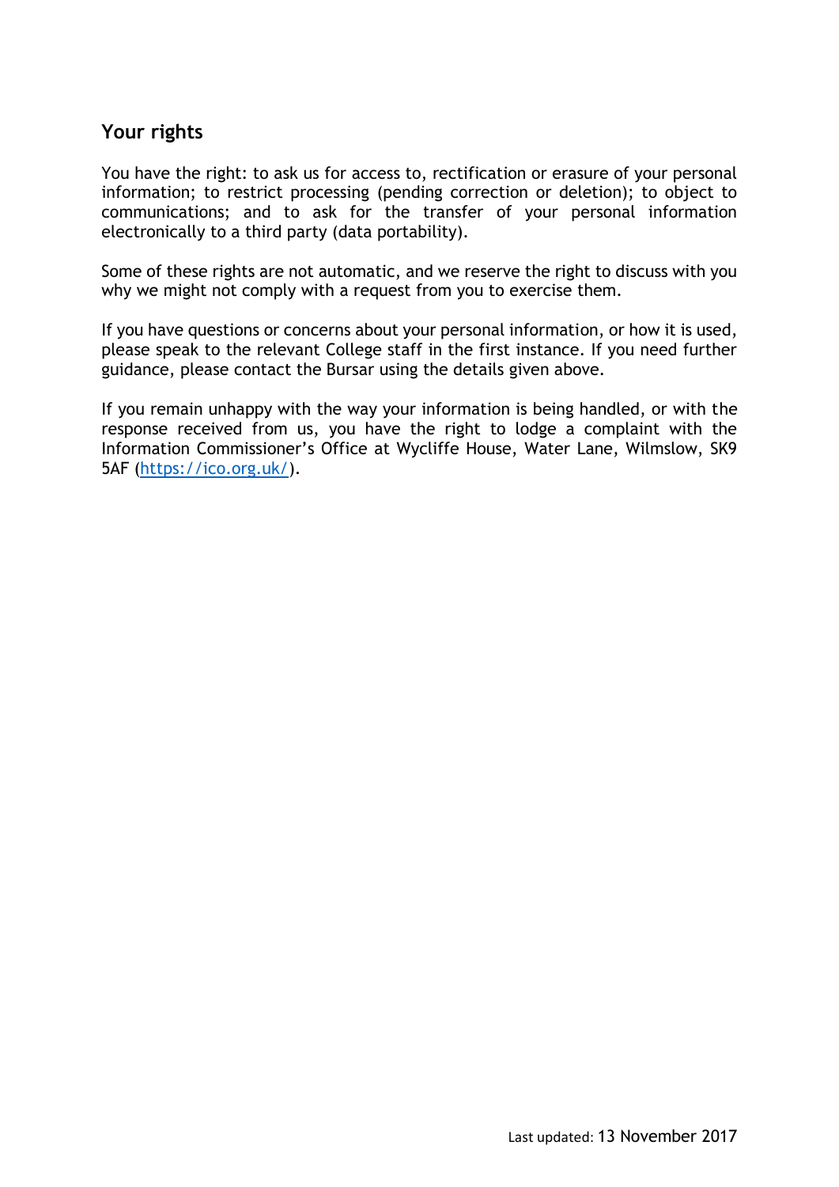## Your rights

You have the right: to ask us for access to, rectification or erasure of your personal information; to restrict processing (pending correction or deletion); to object to communications; and to ask for the transfer of your personal information electronically to a third party (data portability).

Some of these rights are not automatic, and we reserve the right to discuss with you why we might not comply with a request from you to exercise them.

If you have questions or concerns about your personal information, or how it is used, please speak to the relevant College staff in the first instance. If you need further guidance, please contact the Bursar using the details given above.

If you remain unhappy with the way your information is being handled, or with the response received from us, you have the right to lodge a complaint with the Information Commissioner's Office at Wycliffe House, Water Lane, Wilmslow, SK9 5AF (https://ico.org.uk/).

Last updated: 13 November 2017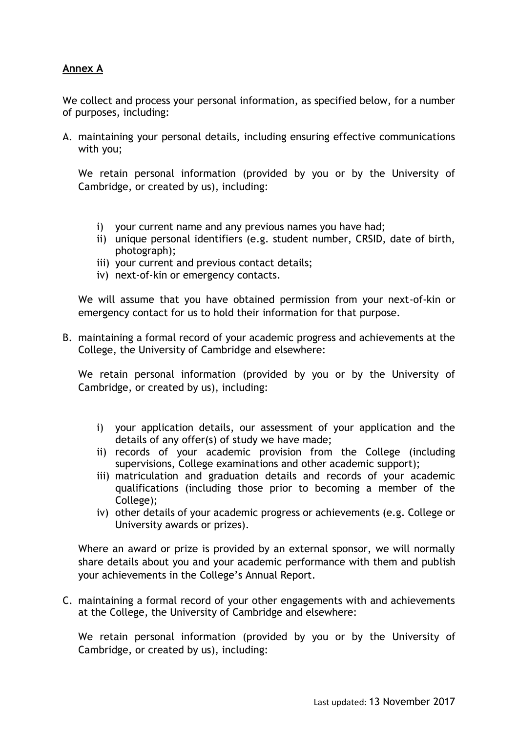## **Annex A**

We collect and process your personal information, as specified below, for a number of purposes, including:

A. maintaining your personal details, including ensuring effective communications with you;

   We retain personal information (provided by you or by the University of Cambridge, or created by us), including:

   i) your current name and any previous names you have had;
   ii) unique personal identifiers (e.g. student number, CRSID, date of birth, photograph);
   iii) your current and previous contact details;
   iv) next-of-kin or emergency contacts.

   We will assume that you have obtained permission from your next-of-kin or emergency contact for us to hold their information for that purpose.

B. maintaining a formal record of your academic progress and achievements at the College, the University of Cambridge and elsewhere:

   We retain personal information (provided by you or by the University of Cambridge, or created by us), including:

   i) your application details, our assessment of your application and the details of any offer(s) of study we have made;
   ii) records of your academic provision from the College (including supervisions, College examinations and other academic support);
   iii) matriculation and graduation details and records of your academic qualifications (including those prior to becoming a member of the College);
   iv) other details of your academic progress or achievements (e.g. College or University awards or prizes).

   Where an award or prize is provided by an external sponsor, we will normally share details about you and your academic performance with them and publish your achievements in the College's Annual Report.

C. maintaining a formal record of your other engagements with and achievements at the College, the University of Cambridge and elsewhere:

   We retain personal information (provided by you or by the University of Cambridge, or created by us), including:

Last updated: 13 November 2017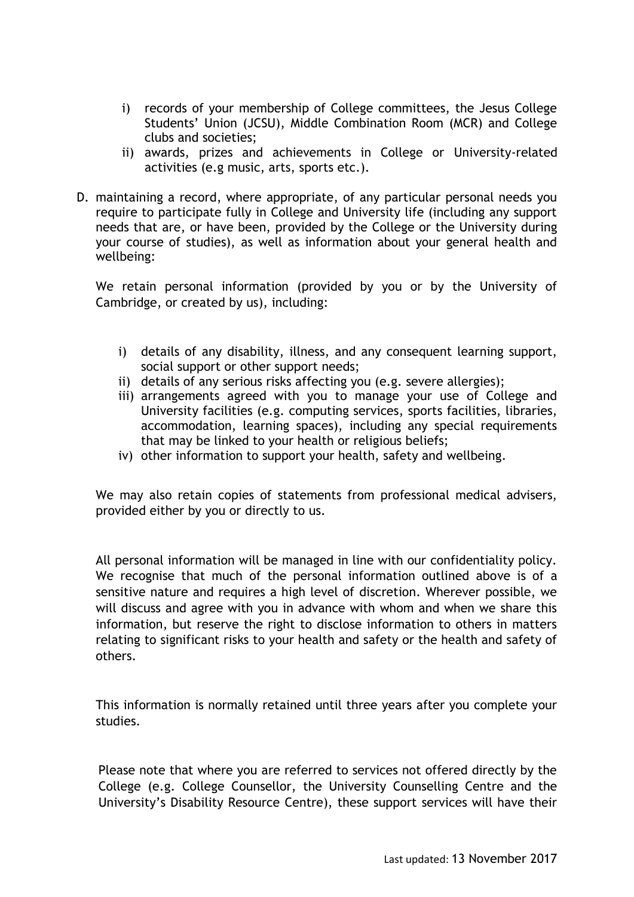i) records of your membership of College committees, the Jesus College Students' Union (JCSU), Middle Combination Room (MCR) and College clubs and societies;
ii) awards, prizes and achievements in College or University-related activities (e.g music, arts, sports etc.).

D. maintaining a record, where appropriate, of any particular personal needs you require to participate fully in College and University life (including any support needs that are, or have been, provided by the College or the University during your course of studies), as well as information about your general health and wellbeing:

We retain personal information (provided by you or by the University of Cambridge, or created by us), including:

i) details of any disability, illness, and any consequent learning support, social support or other support needs;
ii) details of any serious risks affecting you (e.g. severe allergies);
iii) arrangements agreed with you to manage your use of College and University facilities (e.g. computing services, sports facilities, libraries, accommodation, learning spaces), including any special requirements that may be linked to your health or religious beliefs;
iv) other information to support your health, safety and wellbeing.

We may also retain copies of statements from professional medical advisers, provided either by you or directly to us.

All personal information will be managed in line with our confidentiality policy. We recognise that much of the personal information outlined above is of a sensitive nature and requires a high level of discretion. Wherever possible, we will discuss and agree with you in advance with whom and when we share this information, but reserve the right to disclose information to others in matters relating to significant risks to your health and safety or the health and safety of others.

This information is normally retained until three years after you complete your studies.

Please note that where you are referred to services not offered directly by the College (e.g. College Counsellor, the University Counselling Centre and the University's Disability Resource Centre), these support services will have their

Last updated: 13 November 2017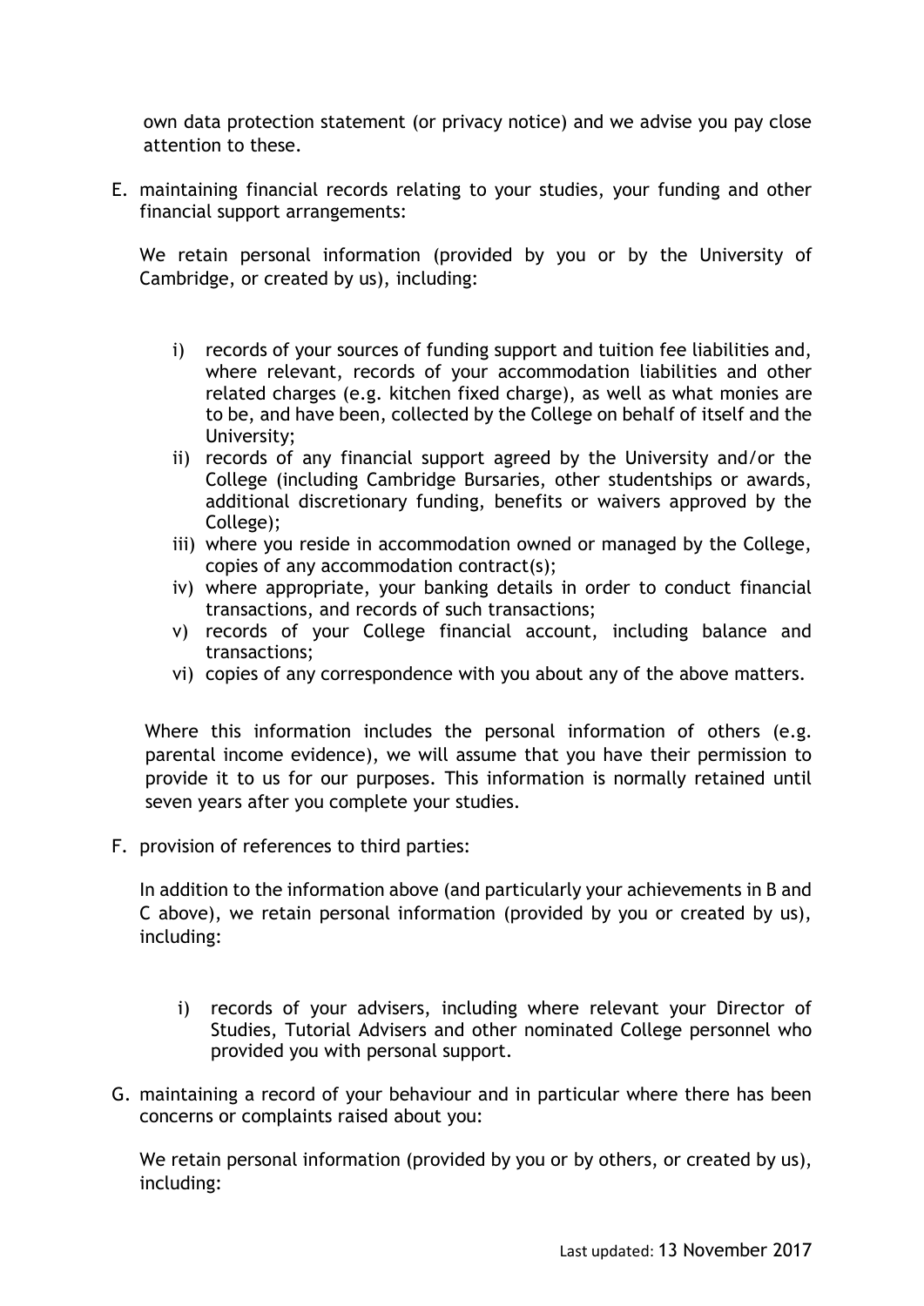own data protection statement (or privacy notice) and we advise you pay close attention to these.

E. maintaining financial records relating to your studies, your funding and other financial support arrangements:

   We retain personal information (provided by you or by the University of Cambridge, or created by us), including:

   i) records of your sources of funding support and tuition fee liabilities and, where relevant, records of your accommodation liabilities and other related charges (e.g. kitchen fixed charge), as well as what monies are to be, and have been, collected by the College on behalf of itself and the University;
   ii) records of any financial support agreed by the University and/or the College (including Cambridge Bursaries, other studentships or awards, additional discretionary funding, benefits or waivers approved by the College);
   iii) where you reside in accommodation owned or managed by the College, copies of any accommodation contract(s);
   iv) where appropriate, your banking details in order to conduct financial transactions, and records of such transactions;
   v) records of your College financial account, including balance and transactions;
   vi) copies of any correspondence with you about any of the above matters.

   Where this information includes the personal information of others (e.g. parental income evidence), we will assume that you have their permission to provide it to us for our purposes. This information is normally retained until seven years after you complete your studies.

F. provision of references to third parties:

   In addition to the information above (and particularly your achievements in B and C above), we retain personal information (provided by you or created by us), including:

   i) records of your advisers, including where relevant your Director of Studies, Tutorial Advisers and other nominated College personnel who provided you with personal support.

G. maintaining a record of your behaviour and in particular where there has been concerns or complaints raised about you:

   We retain personal information (provided by you or by others, or created by us), including:

Last updated: 13 November 2017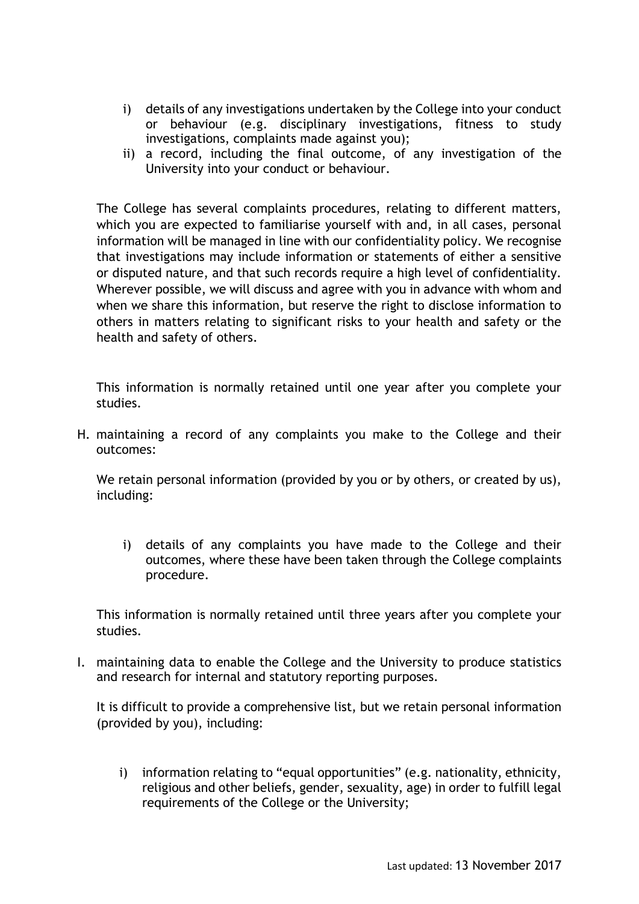i) details of any investigations undertaken by the College into your conduct or behaviour (e.g. disciplinary investigations, fitness to study investigations, complaints made against you);
ii) a record, including the final outcome, of any investigation of the University into your conduct or behaviour.

The College has several complaints procedures, relating to different matters, which you are expected to familiarise yourself with and, in all cases, personal information will be managed in line with our confidentiality policy. We recognise that investigations may include information or statements of either a sensitive or disputed nature, and that such records require a high level of confidentiality. Wherever possible, we will discuss and agree with you in advance with whom and when we share this information, but reserve the right to disclose information to others in matters relating to significant risks to your health and safety or the health and safety of others.

This information is normally retained until one year after you complete your studies.

H. maintaining a record of any complaints you make to the College and their outcomes:

We retain personal information (provided by you or by others, or created by us), including:

i) details of any complaints you have made to the College and their outcomes, where these have been taken through the College complaints procedure.

This information is normally retained until three years after you complete your studies.

I. maintaining data to enable the College and the University to produce statistics and research for internal and statutory reporting purposes.

It is difficult to provide a comprehensive list, but we retain personal information (provided by you), including:

i) information relating to "equal opportunities" (e.g. nationality, ethnicity, religious and other beliefs, gender, sexuality, age) in order to fulfill legal requirements of the College or the University;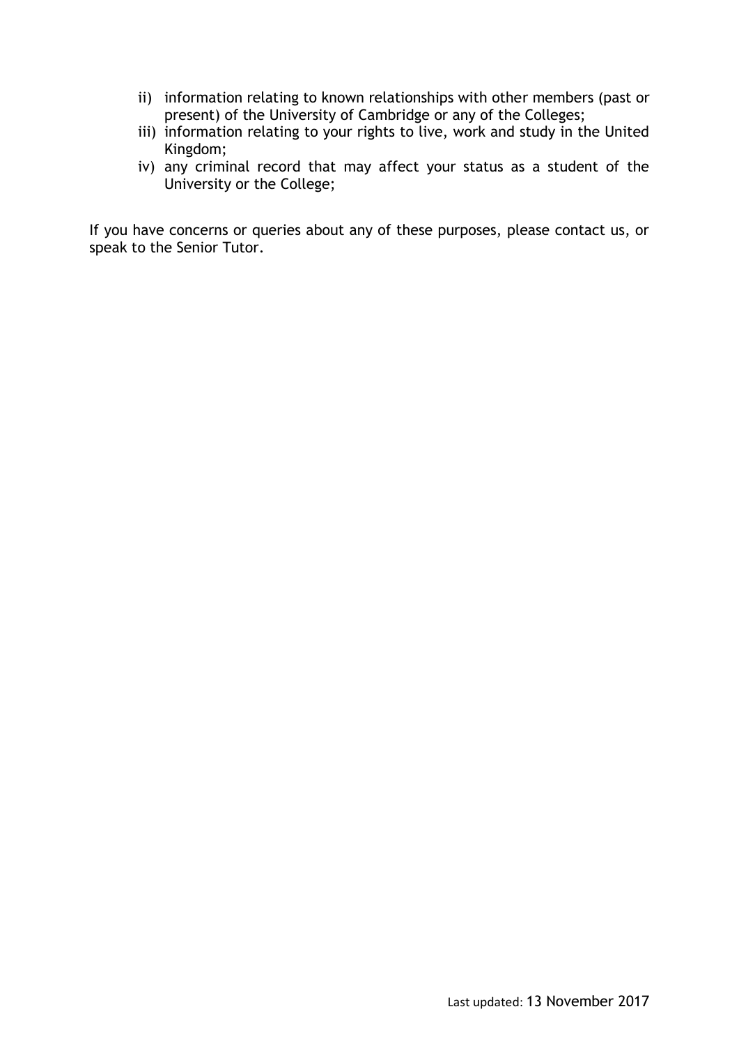ii) information relating to known relationships with other members (past or present) of the University of Cambridge or any of the Colleges;
iii) information relating to your rights to live, work and study in the United Kingdom;
iv) any criminal record that may affect your status as a student of the University or the College;

If you have concerns or queries about any of these purposes, please contact us, or speak to the Senior Tutor.

Last updated: 13 November 2017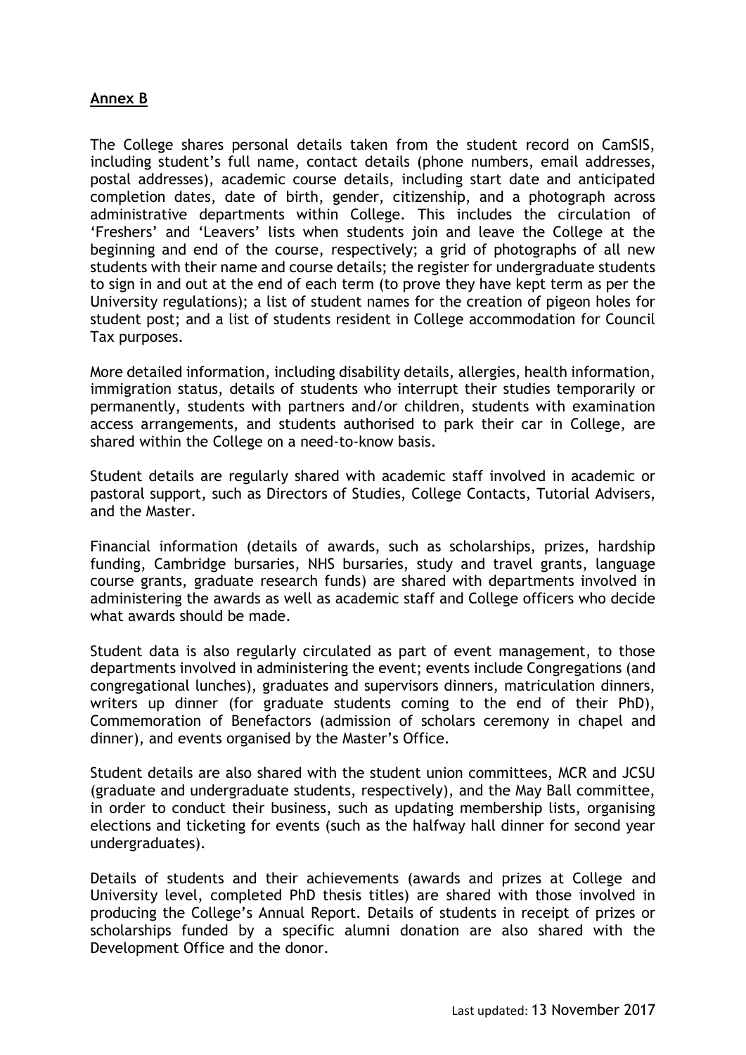**Annex B**

The College shares personal details taken from the student record on CamSIS, including student's full name, contact details (phone numbers, email addresses, postal addresses), academic course details, including start date and anticipated completion dates, date of birth, gender, citizenship, and a photograph across administrative departments within College. This includes the circulation of 'Freshers' and 'Leavers' lists when students join and leave the College at the beginning and end of the course, respectively; a grid of photographs of all new students with their name and course details; the register for undergraduate students to sign in and out at the end of each term (to prove they have kept term as per the University regulations); a list of student names for the creation of pigeon holes for student post; and a list of students resident in College accommodation for Council Tax purposes.

More detailed information, including disability details, allergies, health information, immigration status, details of students who interrupt their studies temporarily or permanently, students with partners and/or children, students with examination access arrangements, and students authorised to park their car in College, are shared within the College on a need-to-know basis.

Student details are regularly shared with academic staff involved in academic or pastoral support, such as Directors of Studies, College Contacts, Tutorial Advisers, and the Master.

Financial information (details of awards, such as scholarships, prizes, hardship funding, Cambridge bursaries, NHS bursaries, study and travel grants, language course grants, graduate research funds) are shared with departments involved in administering the awards as well as academic staff and College officers who decide what awards should be made.

Student data is also regularly circulated as part of event management, to those departments involved in administering the event; events include Congregations (and congregational lunches), graduates and supervisors dinners, matriculation dinners, writers up dinner (for graduate students coming to the end of their PhD), Commemoration of Benefactors (admission of scholars ceremony in chapel and dinner), and events organised by the Master's Office.

Student details are also shared with the student union committees, MCR and JCSU (graduate and undergraduate students, respectively), and the May Ball committee, in order to conduct their business, such as updating membership lists, organising elections and ticketing for events (such as the halfway hall dinner for second year undergraduates).

Details of students and their achievements (awards and prizes at College and University level, completed PhD thesis titles) are shared with those involved in producing the College's Annual Report. Details of students in receipt of prizes or scholarships funded by a specific alumni donation are also shared with the Development Office and the donor.

Last updated: 13 November 2017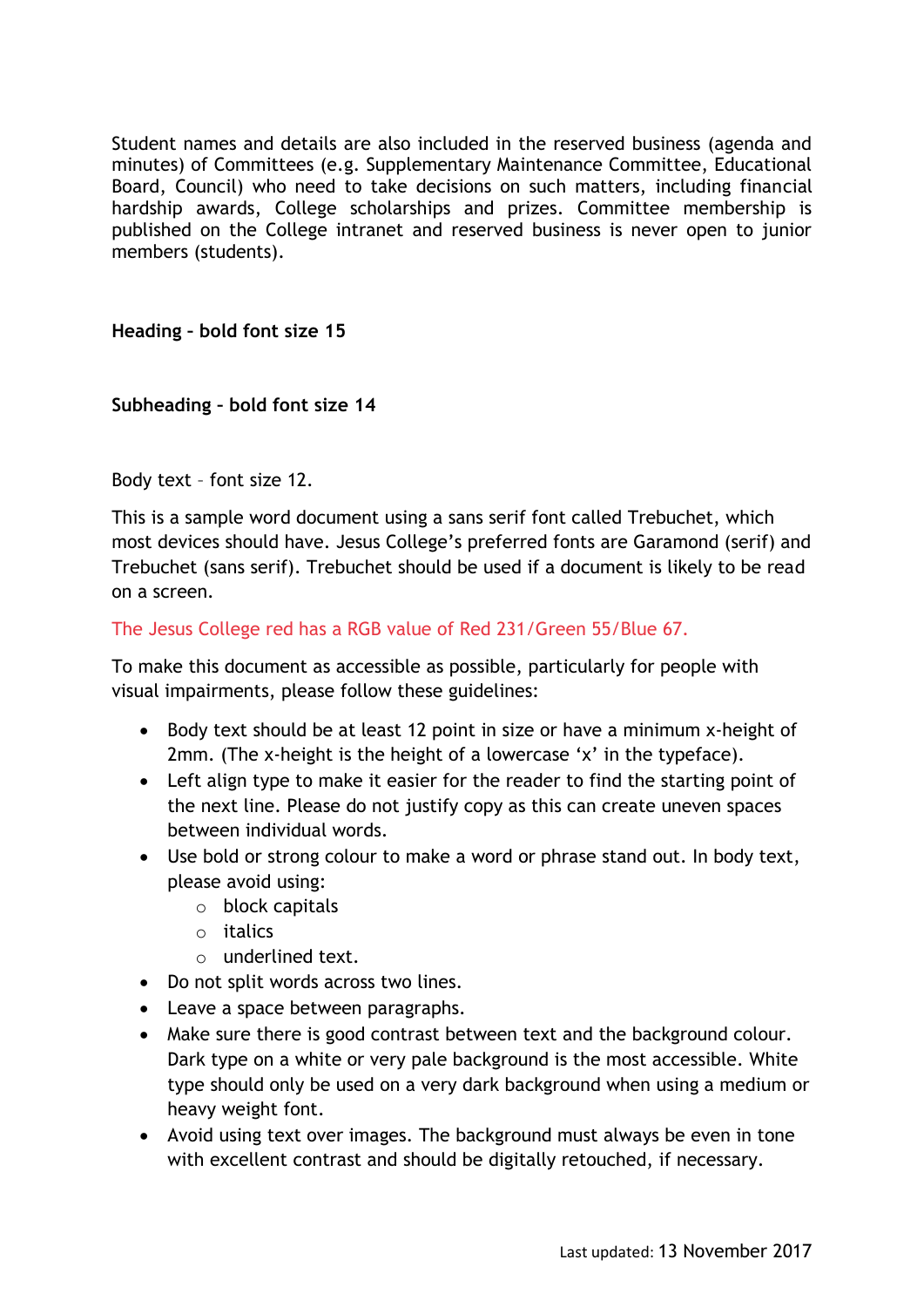Student names and details are also included in the reserved business (agenda and minutes) of Committees (e.g. Supplementary Maintenance Committee, Educational Board, Council) who need to take decisions on such matters, including financial hardship awards, College scholarships and prizes. Committee membership is published on the College intranet and reserved business is never open to junior members (students).

## Heading – bold font size 15

### Subheading – bold font size 14

Body text – font size 12.

This is a sample word document using a sans serif font called Trebuchet, which most devices should have. Jesus College's preferred fonts are Garamond (serif) and Trebuchet (sans serif). Trebuchet should be used if a document is likely to be read on a screen.

The Jesus College red has a RGB value of Red 231/Green 55/Blue 67.

To make this document as accessible as possible, particularly for people with visual impairments, please follow these guidelines:

- Body text should be at least 12 point in size or have a minimum x-height of 2mm. (The x-height is the height of a lowercase 'x' in the typeface).
- Left align type to make it easier for the reader to find the starting point of the next line. Please do not justify copy as this can create uneven spaces between individual words.
- Use bold or strong colour to make a word or phrase stand out. In body text, please avoid using:
    - block capitals
    - italics
    - underlined text.
- Do not split words across two lines.
- Leave a space between paragraphs.
- Make sure there is good contrast between text and the background colour. Dark type on a white or very pale background is the most accessible. White type should only be used on a very dark background when using a medium or heavy weight font.
- Avoid using text over images. The background must always be even in tone with excellent contrast and should be digitally retouched, if necessary.

Last updated: 13 November 2017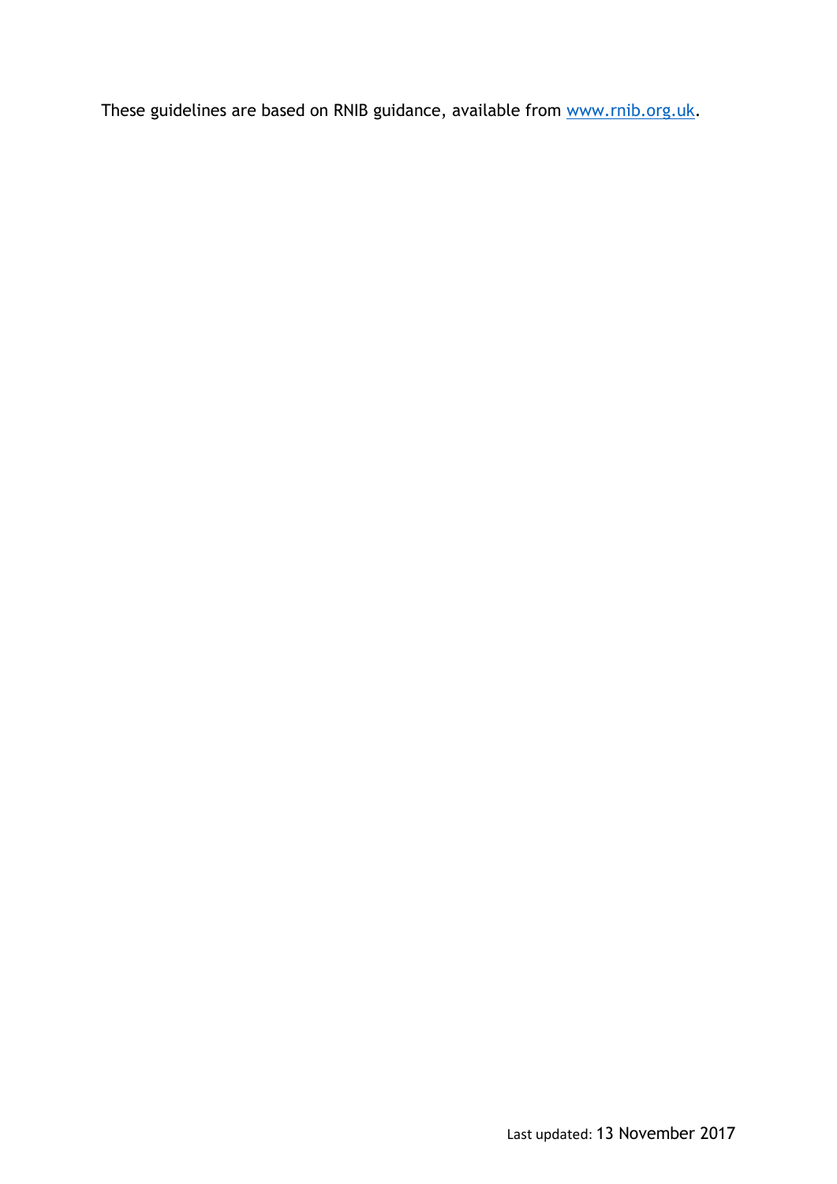These guidelines are based on RNIB guidance, available from [www.rnib.org.uk](http://www.rnib.org.uk).

Last updated: 13 November 2017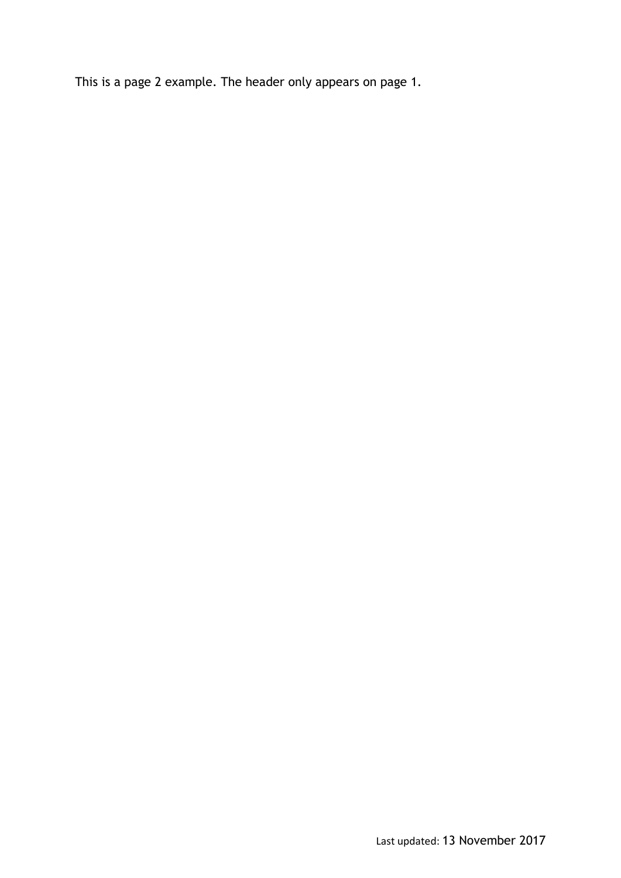This is a page 2 example. The header only appears on page 1.

Last updated: 13 November 2017